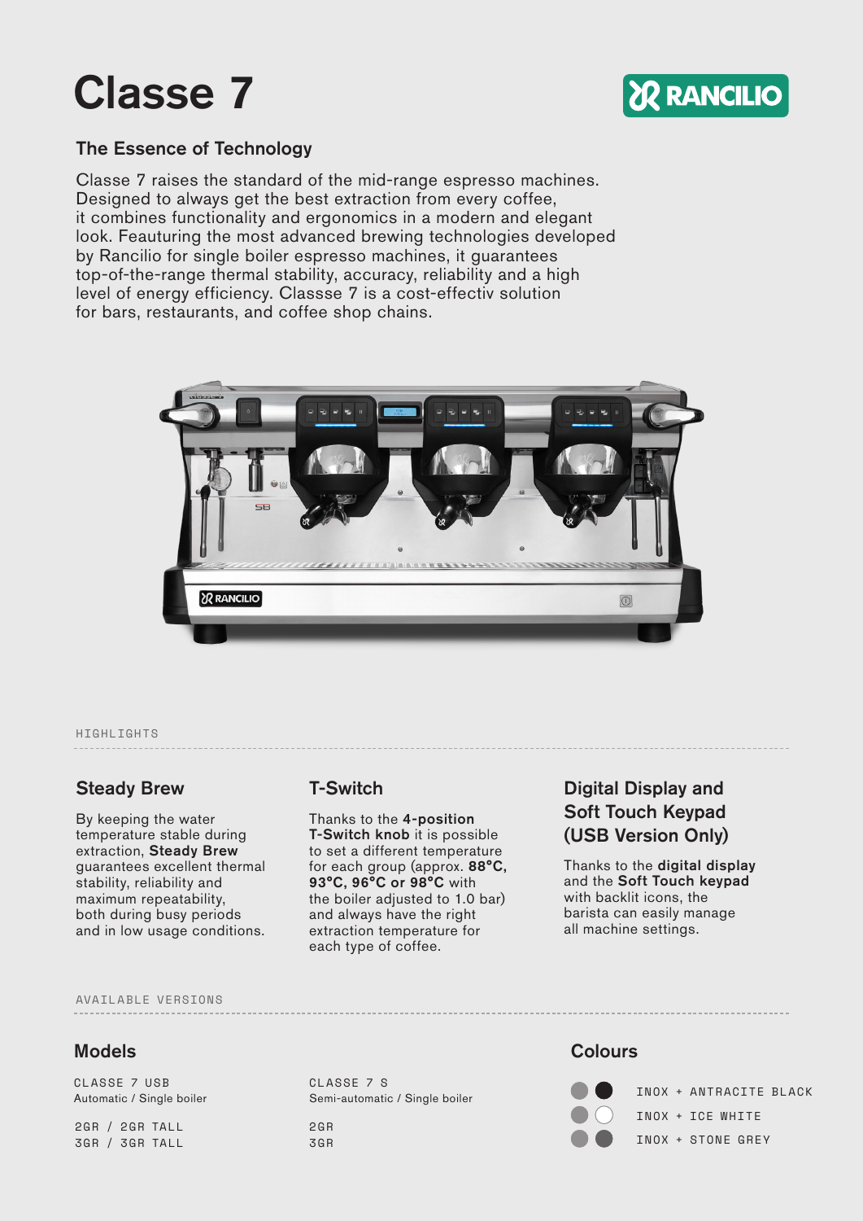# Classe 7

RANCILIO

## The Essence of Technology

Classe 7 raises the standard of the mid-range espresso machines. Designed to always get the best extraction from every coffee, it combines functionality and ergonomics in a modern and elegant look. Feauturing the most advanced brewing technologies developed by Rancilio for single boiler espresso machines, it guarantees top-of-the-range thermal stability, accuracy, reliability and a high level of energy efficiency. Classse 7 is a cost-effectiv solution for bars, restaurants, and coffee shop chains.

HIGHLIGHTS

### Steady Brew

By keeping the water temperature stable during extraction, **Steady Brew** guarantees excellent thermal stability, reliability and maximum repeatability, both during busy periods and in low usage conditions.

### T-Switch

Thanks to the **4-position T-Switch knob** it is possible to set a different temperature for each group (approx. **88°C, 93°C, 96°C or 98°C** with the boiler adjusted to 1.0 bar) and always have the right extraction temperature for each type of coffee.

### Digital Display and Soft Touch Keypad (USB Version Only)

Thanks to the **digital display** and the **Soft Touch keypad** with backlit icons, the barista can easily manage all machine settings.

AVAILABLE VERSIONS

### Models

CLASSE 7 USB
Automatic / Single boiler

2GR / 2GR TALL
3GR / 3GR TALL

CLASSE 7 S
Semi-automatic / Single boiler

2GR
3GR

### Colours

- INOX + ANTRACITE BLACK
- INOX + ICE WHITE
- INOX + STONE GREY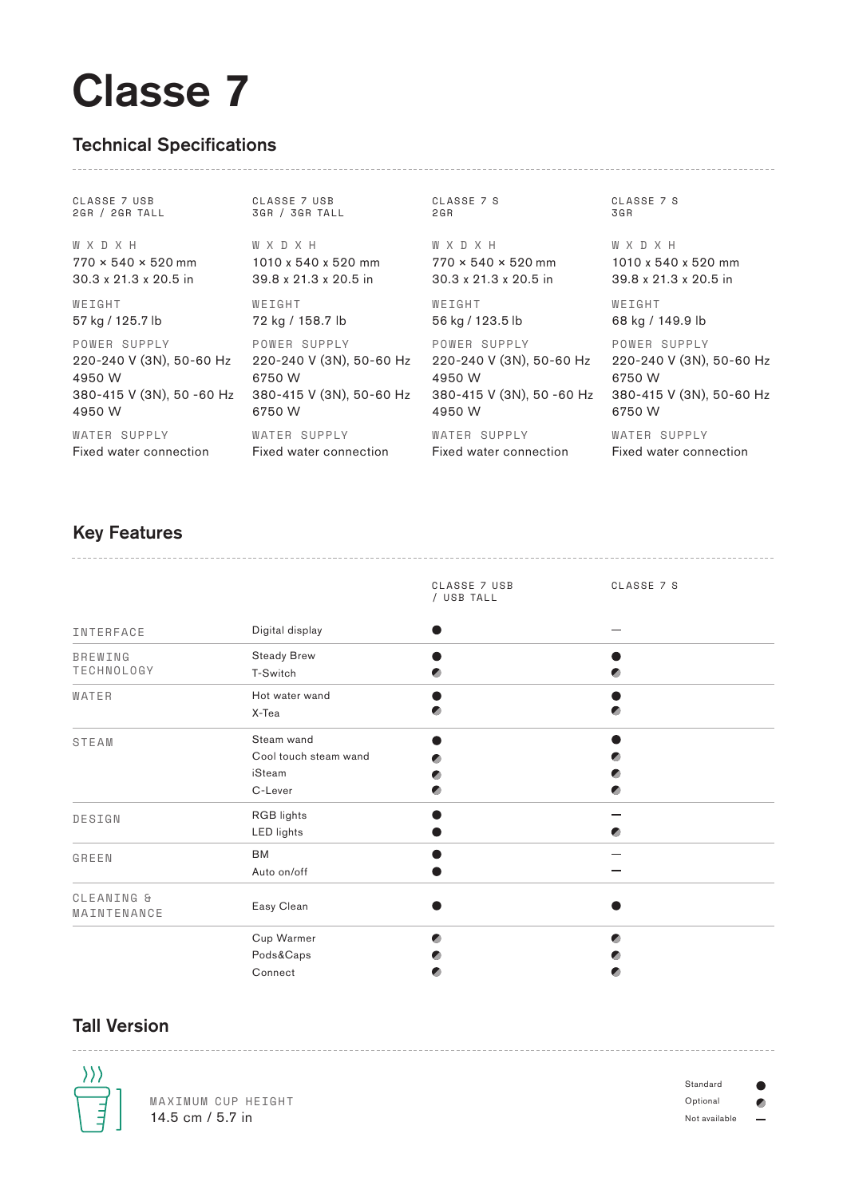# Classe 7

## Technical Specifications

| CLASSE 7 USB 2GR / 2GR TALL | CLASSE 7 USB 3GR / 3GR TALL | CLASSE 7 S 2GR | CLASSE 7 S 3GR |
|---|---|---|---|
| W X D X H<br>770 × 540 × 520 mm<br>30.3 x 21.3 x 20.5 in | W X D X H<br>1010 x 540 x 520 mm<br>39.8 x 21.3 x 20.5 in | W X D X H<br>770 × 540 × 520 mm<br>30.3 x 21.3 x 20.5 in | W X D X H<br>1010 x 540 x 520 mm<br>39.8 x 21.3 x 20.5 in |
| WEIGHT<br>57 kg / 125.7 lb | WEIGHT<br>72 kg / 158.7 lb | WEIGHT<br>56 kg / 123.5 lb | WEIGHT<br>68 kg / 149.9 lb |
| POWER SUPPLY<br>220-240 V (3N), 50-60 Hz<br>4950 W<br>380-415 V (3N), 50 -60 Hz<br>4950 W | POWER SUPPLY<br>220-240 V (3N), 50-60 Hz<br>6750 W<br>380-415 V (3N), 50-60 Hz<br>6750 W | POWER SUPPLY<br>220-240 V (3N), 50-60 Hz<br>4950 W<br>380-415 V (3N), 50 -60 Hz<br>4950 W | POWER SUPPLY<br>220-240 V (3N), 50-60 Hz<br>6750 W<br>380-415 V (3N), 50-60 Hz<br>6750 W |
| WATER SUPPLY<br>Fixed water connection | WATER SUPPLY<br>Fixed water connection | WATER SUPPLY<br>Fixed water connection | WATER SUPPLY<br>Fixed water connection |

## Key Features

| | | CLASSE 7 USB / USB TALL | CLASSE 7 S |
|---|---|---|---|
| INTERFACE | Digital display | ● | — |
| BREWING TECHNOLOGY | Steady Brew | ● | ● |
| | T-Switch | ◐ | ◐ |
| WATER | Hot water wand | ● | ● |
| | X-Tea | ◐ | ◐ |
| STEAM | Steam wand | ● | ● |
| | Cool touch steam wand | ◐ | ◐ |
| | iSteam | ◐ | ◐ |
| | C-Lever | ◐ | ◐ |
| DESIGN | RGB lights | ● | — |
| | LED lights | ● | ◐ |
| GREEN | BM | ● | — |
| | Auto on/off | ● | — |
| CLEANING & MAINTENANCE | Easy Clean | ● | ● |
| | Cup Warmer | ◐ | ◐ |
| | Pods&Caps | ◐ | ◐ |
| | Connect | ◐ | ◐ |

## Tall Version

MAXIMUM CUP HEIGHT
14.5 cm / 5.7 in

Standard ●
Optional ◐
Not available —